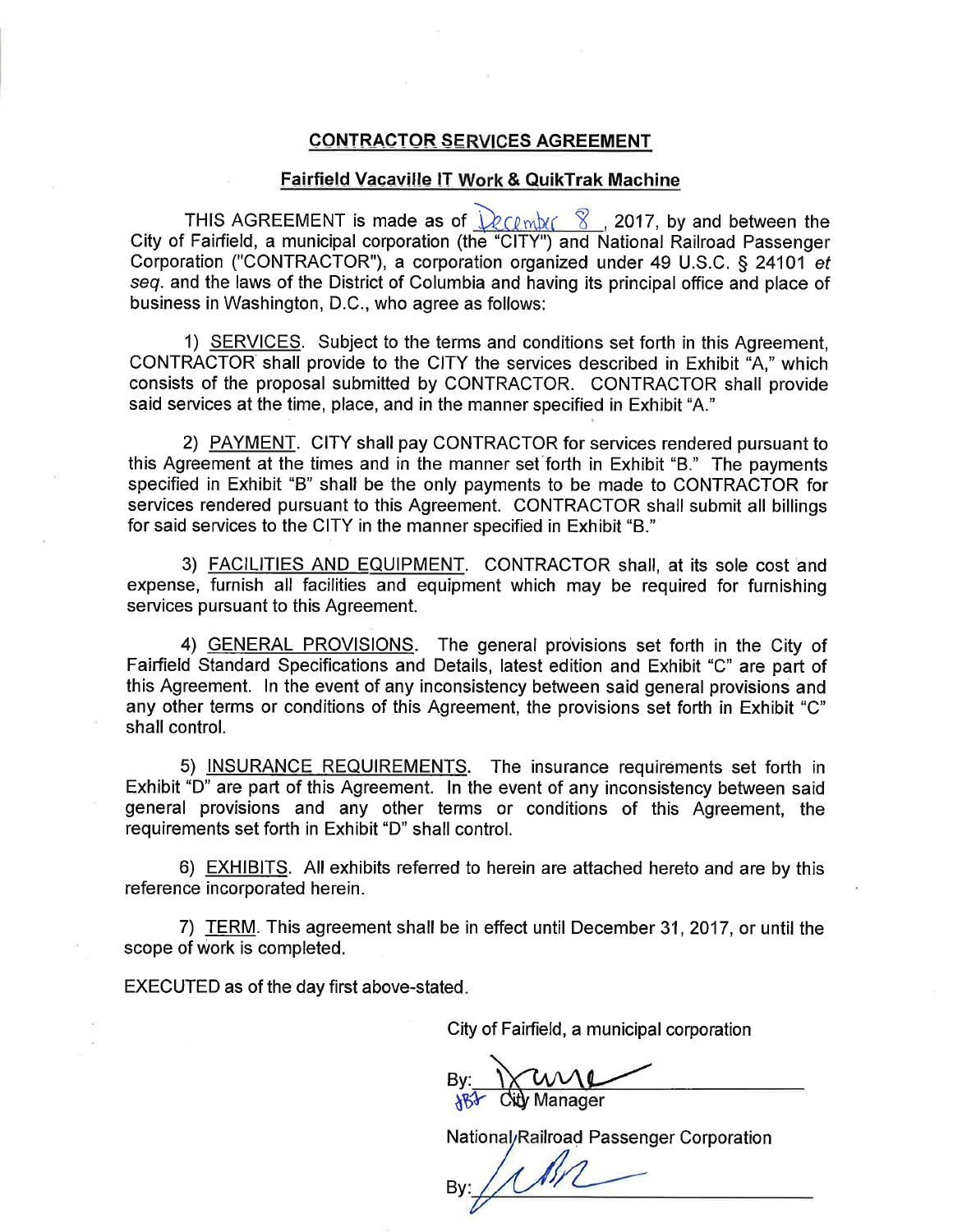# CONTRACTOR SERVICES AGREEMENT

## Fairfield Vacaville IT Work & QuikTrak Machine

THIS AGREEMENT is made as of December 8, 2017, by and between the City of Fairfield, a municipal corporation (the "CITY") and National Railroad Passenger Corporation ("CONTRACTOR"), a corporation organized under 49 U.S.C. § 24101 *et seq.* and the laws of the District of Columbia and having its principal office and place of business in Washington, D.C., who agree as follows:

1) SERVICES. Subject to the terms and conditions set forth in this Agreement, CONTRACTOR shall provide to the CITY the services described in Exhibit "A," which consists of the proposal submitted by CONTRACTOR. CONTRACTOR shall provide said services at the time, place, and in the manner specified in Exhibit "A."

2) PAYMENT. CITY shall pay CONTRACTOR for services rendered pursuant to this Agreement at the times and in the manner set forth in Exhibit "B." The payments specified in Exhibit "B" shall be the only payments to be made to CONTRACTOR for services rendered pursuant to this Agreement. CONTRACTOR shall submit all billings for said services to the CITY in the manner specified in Exhibit "B."

3) FACILITIES AND EQUIPMENT. CONTRACTOR shall, at its sole cost and expense, furnish all facilities and equipment which may be required for furnishing services pursuant to this Agreement.

4) GENERAL PROVISIONS. The general provisions set forth in the City of Fairfield Standard Specifications and Details, latest edition and Exhibit "C" are part of this Agreement. In the event of any inconsistency between said general provisions and any other terms or conditions of this Agreement, the provisions set forth in Exhibit "C" shall control.

5) INSURANCE REQUIREMENTS. The insurance requirements set forth in Exhibit "D" are part of this Agreement. In the event of any inconsistency between said general provisions and any other terms or conditions of this Agreement, the requirements set forth in Exhibit "D" shall control.

6) EXHIBITS. All exhibits referred to herein are attached hereto and are by this reference incorporated herein.

7) TERM. This agreement shall be in effect until December 31, 2017, or until the scope of work is completed.

EXECUTED as of the day first above-stated.

City of Fairfield, a municipal corporation

By: ______________________
JBJ City Manager

National Railroad Passenger Corporation

By: ______________________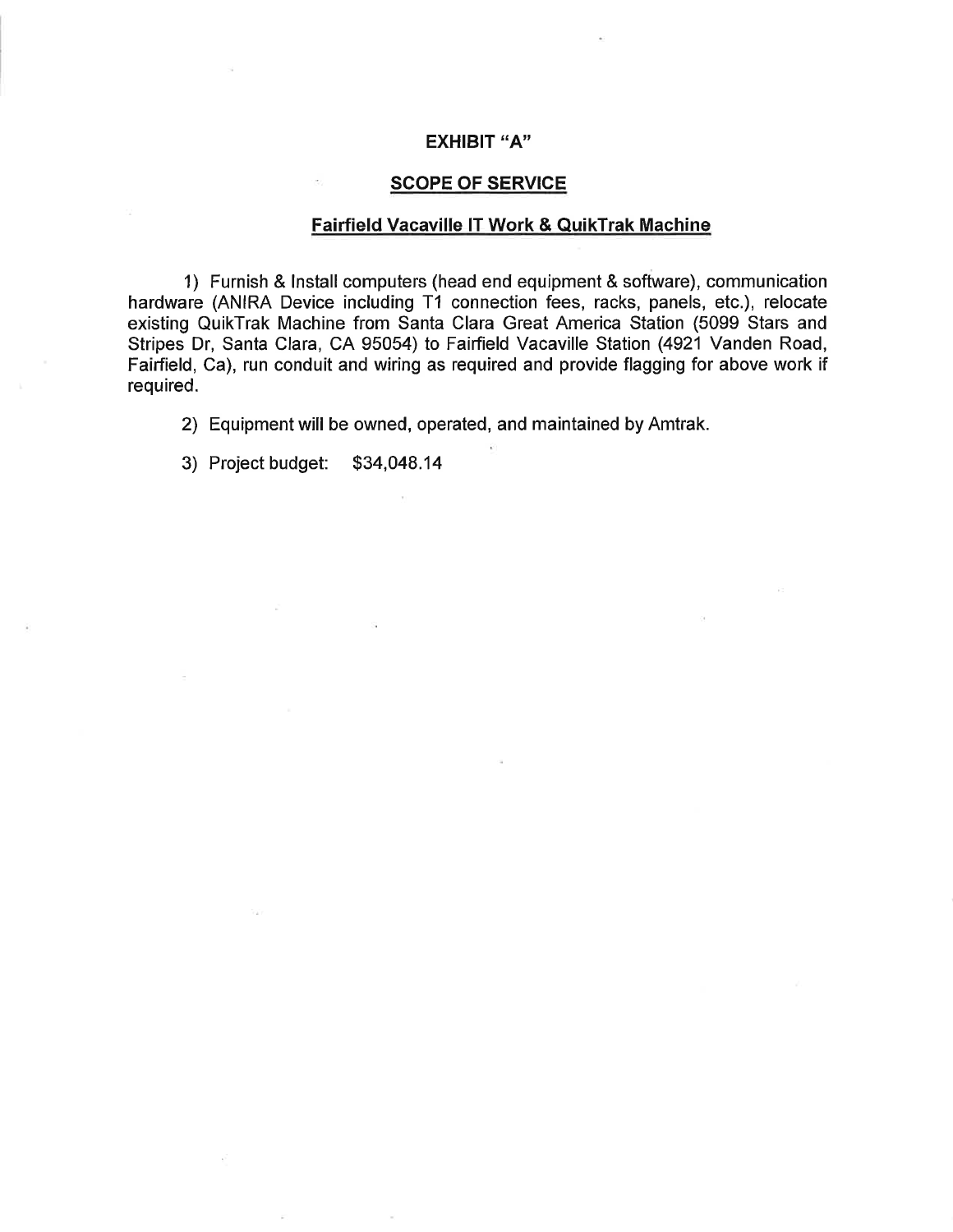# EXHIBIT "A"

## SCOPE OF SERVICE

### Fairfield Vacaville IT Work & QuikTrak Machine

1) Furnish & Install computers (head end equipment & software), communication hardware (ANIRA Device including T1 connection fees, racks, panels, etc.), relocate existing QuikTrak Machine from Santa Clara Great America Station (5099 Stars and Stripes Dr, Santa Clara, CA 95054) to Fairfield Vacaville Station (4921 Vanden Road, Fairfield, Ca), run conduit and wiring as required and provide flagging for above work if required.

2) Equipment will be owned, operated, and maintained by Amtrak.

3) Project budget: $34,048.14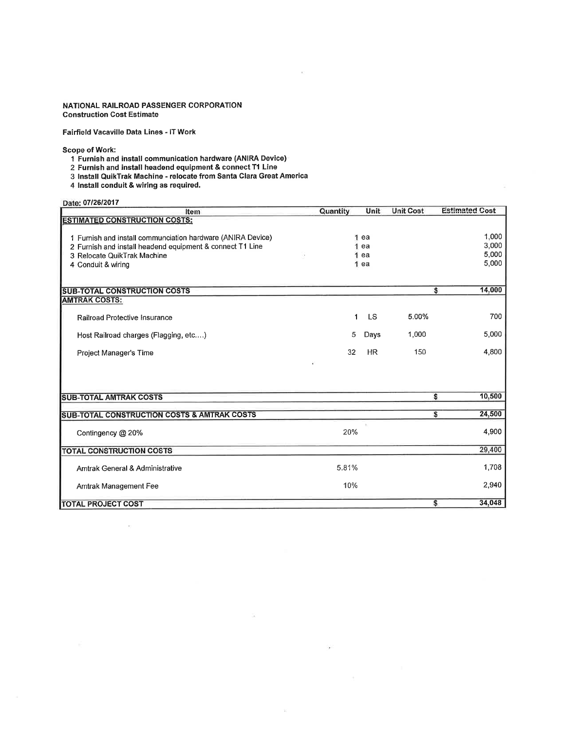**NATIONAL RAILROAD PASSENGER CORPORATION**
**Construction Cost Estimate**

**Fairfield Vacaville Data Lines - IT Work**

**Scope of Work:**

1. **Furnish and install communication hardware (ANIRA Device)**
2. **Furnish and install headend equipment & connect T1 Line**
3. **Install QuikTrak Machine - relocate from Santa Clara Great America**
4. **Install conduit & wiring as required.**

Date: 07/26/2017

| Item | Quantity | Unit | Unit Cost | Estimated Cost |
|---|---|---|---|---|
| **ESTIMATED CONSTRUCTION COSTS:** | | | | |
| 1 Furnish and install communciation hardware (ANIRA Device) | 1 | ea | | 1,000 |
| 2 Furnish and install headend equipment & connect T1 Line | 1 | ea | | 3,000 |
| 3 Relocate QuikTrak Machine | 1 | ea | | 5,000 |
| 4 Conduit & wiring | 1 | ea | | 5,000 |
| **SUB-TOTAL CONSTRUCTION COSTS** | | | | $ 14,000 |
| **AMTRAK COSTS:** | | | | |
| Railroad Protective Insurance | 1 | LS | 5.00% | 700 |
| Host Railroad charges (Flagging, etc....) | 5 | Days | 1,000 | 5,000 |
| Project Manager's Time | 32 | HR | 150 | 4,800 |
| **SUB-TOTAL AMTRAK COSTS** | | | | $ 10,500 |
| **SUB-TOTAL CONSTRUCTION COSTS & AMTRAK COSTS** | | | | $ 24,500 |
| Contingency @ 20% | 20% | | | 4,900 |
| **TOTAL CONSTRUCTION COSTS** | | | | 29,400 |
| Amtrak General & Administrative | 5.81% | | | 1,708 |
| Amtrak Management Fee | 10% | | | 2,940 |
| **TOTAL PROJECT COST** | | | | $ 34,048 |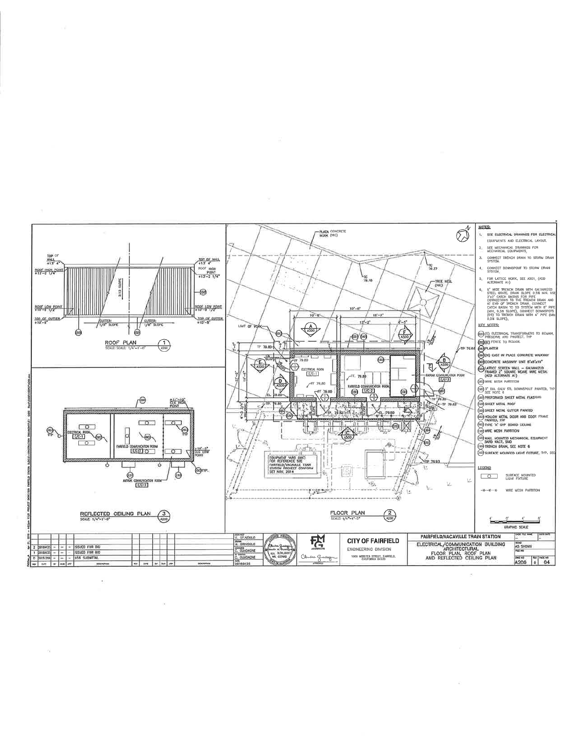## NOTES:

1. SEE ELECTRICAL DRAWINGS FOR ELECTRICAL EQUIPMENTS AND ELECTRICAL LAYOUT.
2. SEE MECHANICAL DRAWINGS FOR MECHANICAL EQUIPMENTS.
3. CONNECT TRENCH DRAIN TO STORM DRAIN SYSTEM.
4. CONNECT DOWNSPOUT TO STORM DRAIN SYSTEM.
5. FOR LATTICE WORK, SEE A501. (ADD ALTERNATE A1)
6. 6" WIDE TRENCH DRAIN WITH GALVANIZED STEEL GRATE. DRAIN SLOPE 0.5% MIN. USE 2'x2' CATCH BASINS FOR PIPE CONNECTIONS TO THE TRENCH DRAIN AND AT END OF TRENCH DRAIN. CONNECT CATCH BASIN TO SD SYSTEM WITH 6" PIPE (MIN. 0.5% SLOPE). CONNECT DOWNSPOTS (DS) TO TRENCH DRAIN WITH 4" PIPE (MIN. 0.5% SLOPE).

## KEY NOTES:

- (020) (E) ELECTRICAL TRANSFORMERS TO REMAIN, PRESERVE AND PROTECT, TYP
- (030) (E) FENCE TO REMAIN.
- (040) PLANTER
- (050) (N) CAST IN PLACE CONCRETE WALKWAY
- (060) CONCRETE MASONRY UNIT 8"x8"x16"
- (070) LATTICE SCREEN WALL – GALVANIZED FRAMED 2" SQUARE WEAVE WIRE MESH. (ADD ALTERNATE A1)
- (080) WIRE MESH PARTITION
- (090) 3" DIA. GALV STL DOWNSPOUT PAINTED, TYP SEE NOTE 6
- (500) PREFORMED SHEET METAL FLASHING
- (510) SHEET METAL ROOF
- (520) SHEET METAL GUTTER PAINTED
- (530) HOLLOW METAL DOOR AND DOOR FRAME PAINTED, TYP
- (540) TYPE 'X' GYP BOARD CEILING
- (550) WIRE MESH PARTITION
- (560) WALL MOUNTED MECHANICAL EQUIPMENT BARD W42J, SMO
- (570) TRENCH DRAIN, SEE NOTE 6
- (580) SURFACE MOUNTED LIGHT FIXTURE, TYP, SEE

## LEGEND

- SURFACE MOUNTED LIGHT FIXTURE
- –x–x–x– WIRE MESH PARTITION

GRAPHIC SCALE: 4' 0' 4' 8'

### ROOF PLAN (1/A200)
SCALE: SCALE: 1/4"=1'-0"

TOP OF WALL +13' 4"; ROOF HIGH POINT +13'-2 1/4"; ROOF LOW POINT +10'-9 1/2"; TOP OF GUTTER +10'-8"; 2:12 SLOPE; GUTTER: 1/8" SLOPE; GUTTER: 1/8" SLOPE

### REFLECTED CEILING PLAN (3/A200)
SCALE: 1/4"=1'-0"

ELECTRICAL ROOM E/C-1; FAIRFIELD COMMUNICATION ROOM E/C-2; AMTRAK COMMUNICATION ROOM E/C-3; +11'-10" CLG HIGH POINT; +10'-0" CLG LOW POINT

### FLOOR PLAN (2/A200)
SCALE: 1/4"=1'-0"

PLAZA CONCRETE WORK (NIC); TREE WELL (NIC); TC 79.18; TC 79.37; LIMIT OF WORK; 32'-0"; 10'-8"; 10'-7"; 12'-2"; 6'-5"; 12'-0"; 10'-8"; 4'-5 1/4"; TP 79.80; FF 79.80; ELECTRICAL ROOM E/C-1; FAIRFIELD COMMUNICATION ROOM E/C-2; AMTRAK COMMUNICATION ROOM E/C-3; TP 79.64; TP 79.83; TP 79.93; EQUIPMENT YARD (NIC) FOR REFERENCE SEE FAIRFIELD/VACAVILLE TRAIN STATION PROJECT CONFORM SET NOV. 2014

## Revisions

| REV | DATE | BY | CHK | APP | DESCRIPTION |
|---|---|---|---|---|---|
| 2 | 20160425 | – | – | – | ISSUED FOR BID |
| 1 | 20160325 | – | – | – | ISSUED FOR BID |
| 0 | 20151208 | – | – | – | 95% SUBMITTAL |

DESIGNED: G. SPINDULO; DRAWN: G. SPINDULO; CHECKED: C. GUADAGNE; IN CHARGE: C. GUADAGNE; DATE: 20160425

Claudia Guadagne, No. C27962, Exp. 3/31/2017

FMG ARCHITECTS

**CITY OF FAIRFIELD**
ENGINEERING DIVISION
1000 WEBSTER STREET, FAIRFIELD, CALIFORNIA 94533

**FAIRFIELD/VACAVILLE TRAIN STATION**

**ELECTRICAL/COMMUNICATION BUILDING ARCHITECTURAL FLOOR PLAN, ROOF PLAN AND REFLECTED CEILING PLAN**

SCALE: AS SHOWN; DWG NO: A200; REV: 0; PAGE NO: 04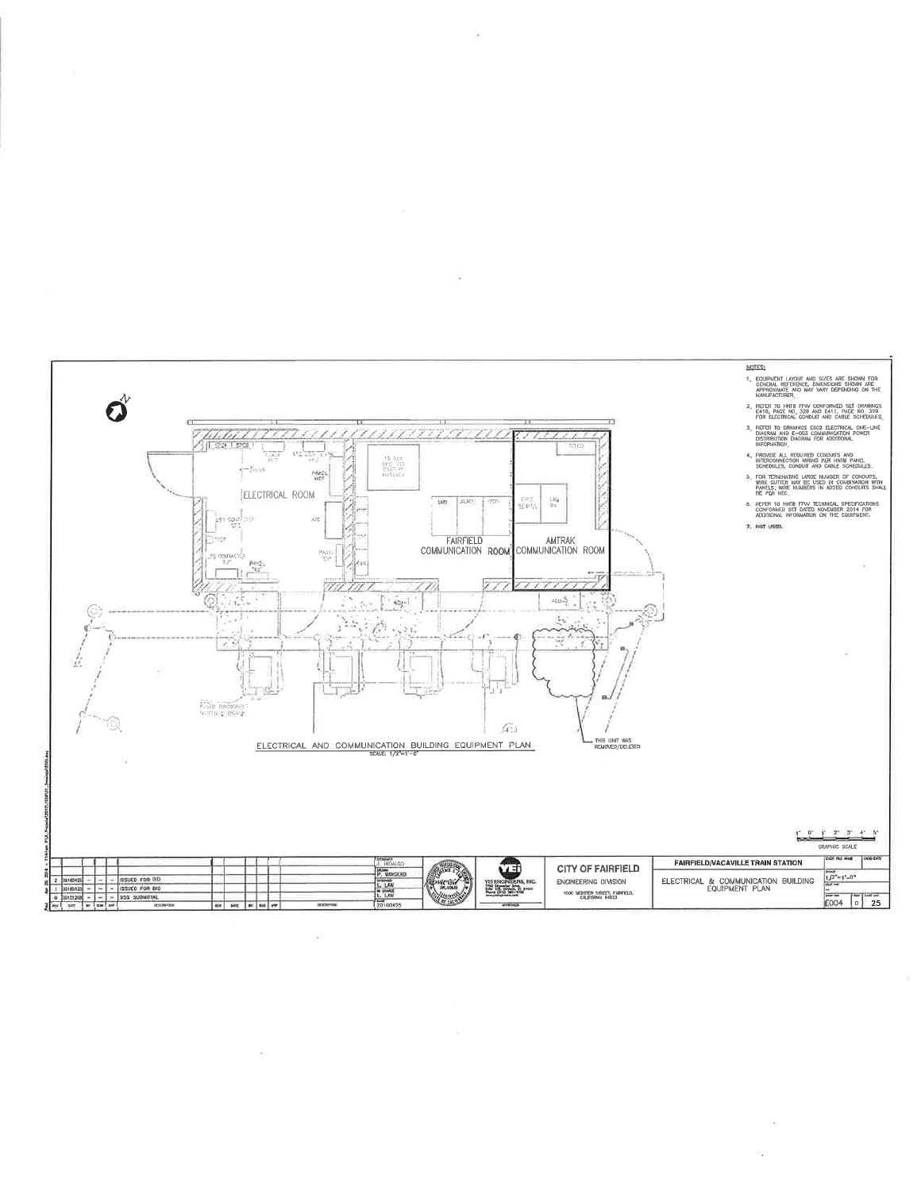## NOTES:

1. EQUIPMENT LAYOUT AND SIZES ARE SHOWN FOR GENERAL REFERENCE, DIMENSIONS SHOWN ARE APPROXIMATE AND MAY VARY DEPENDING ON THE MANUFACTURER.
2. REFER TO HNTB FFW CONFORMED SET DRAWINGS E410, PAGE NO. 328 AND E411, PAGE NO. 329 FOR ELECTRICAL CONDUIT AND CABLE SCHEDULES.
3. REFER TO DRAWINGS E002 ELECTRICAL ONE-LINE DIAGRAM AND E-003 COMMUNICATION POWER DISTRIBUTION DIAGRAM FOR ADDITIONAL INFORMATION.
4. PROVIDE ALL REQUIRED CONDUITS AND INTERCONNECTION WIRING PER HNTB PANEL SCHEDULES, CONDUIT AND CABLE SCHEDULES.
5. FOR TERMINATING LARGE NUMBER OF CONDUITS, WIRE GUTTER MAY BE USED IN COMBINATION WITH PANELS, WIRE NUMBERS IN ADDED CONDUITS SHALL BE PER NEC.
6. REFER TO HNTB FFW TECHNICAL SPECIFICATIONS CONFORMED SET DATED NOVEMBER 2014 FOR ADDITIONAL INFORMATION ON THE EQUIPMENT.
7. NOT USED.

ELECTRICAL ROOM

FAIRFIELD COMMUNICATION ROOM

AMTRAK COMMUNICATION ROOM

THIS UNIT WAS REMOVED/DELETED

ELECTRICAL AND COMMUNICATION BUILDING EQUIPMENT PLAN
SCALE: 1/2"=1'-0"

GRAPHIC SCALE

| REV | DATE | BY | CHK | APP | DESCRIPTION |
|---|---|---|---|---|---|
| 2 | 20160425 | – | – | – | ISSUED FOR BID |
| 1 | 20160425 | – | – | – | ISSUED FOR BID |
| 0 | 20151209 | – | – | – | 95% SUBMITTAL |

DESIGNED: S. HIDALGO
DRAWN: P. WINGERD
CHECKED: L. LAM
IN CHARGE: L. LAM
DATE: 20160425

YEI ENGINEERS, INC.

CITY OF FAIRFIELD
ENGINEERING DIVISION
1000 WEBSTER STREET, FAIRFIELD, CALIFORNIA 94533

FAIRFIELD/VACAVILLE TRAIN STATION

ELECTRICAL & COMMUNICATION BUILDING EQUIPMENT PLAN

SCALE: 1/2"=1'-0"

E004 | 0 | 25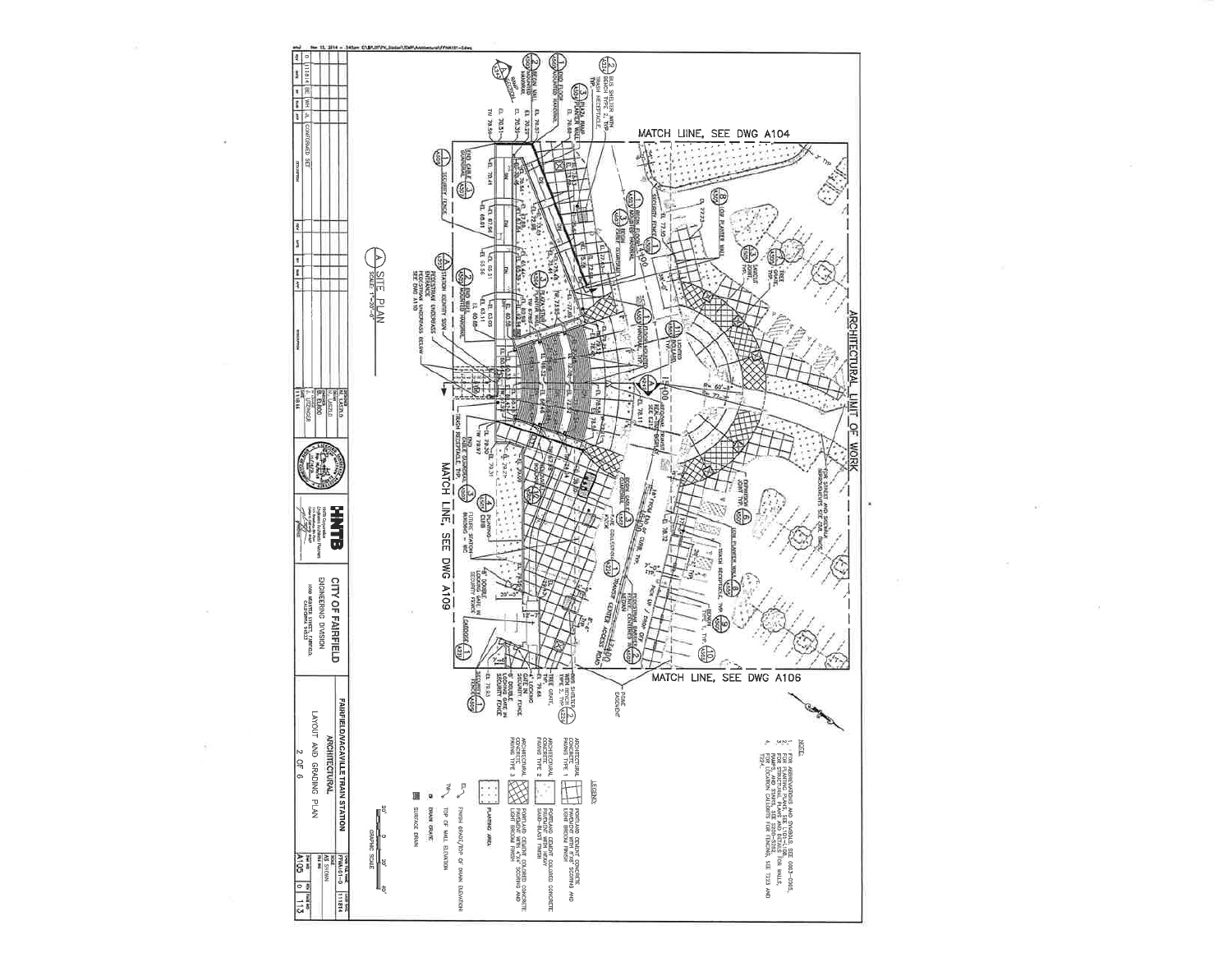## NOTES:

1. FOR ABBREVIATIONS AND SYMBOLS, SEE G002-G005.
2. FOR PLANTING PLANS, SEE L101-L106.
3. FOR STRUCTURAL PLANS AND DETAILS, SEE S200-S209 FOR WALLS, RAMPS AND STAIRS.
4. FOR LOCATION CALLOUTS FOR FENCING, SEE T223 AND T224.

## LEGEND:

- ARCHITECTURAL CONCRETE PAVING TYPE 1 — PORTLAND CEMENT CONCRETE PAVEMENT WITH 4"x4" SCORING AND LIGHT BROOM FINISH
- ARCHITECTURAL CONCRETE PAVING TYPE 2 — PORTLAND CEMENT COLORED CONCRETE PAVEMENT WITH HEAVY SAND-BLAST FINISH
- ARCHITECTURAL CONCRETE PAVING TYPE 3 — PORTLAND CEMENT COLORED CONCRETE PAVEMENT WITH 4"x4" SCORING AND LIGHT BROOM FINISH
- PLANTING AREA
- EL — FINISH GRADE/TOP OF DRAIN ELEVATION
- TW — TOP OF WALL ELEVATION
- DRAIN GRATE
- SURFACE DRAIN

GRAPHIC SCALE: 20' 0 20' 40'

MATCH LINE, SEE DWG A104

MATCH LINE, SEE DWG A106

MATCH LINE, SEE DWG A109

ARCHITECTURAL LIMIT OF WORK

PG&E EASEMENT

A SITE PLAN
SCALE: 1"=20'-0"

BUS SHELTER WITH BEACH TYPE 2, TYP
TRASH RECEPTACLE, TYP
ADA RAMP WITH HANDRAIL
BIKE LOCKER
LOW PLANTER WALL
SECURITY FENCE
BENCH
TREE GRATE, TYP
LIGHTED BOLLARD, TYP
STATION IDENTITY SIGN
PEDESTRIAN UNDERPASS ENTRANCE
PEDESTRIAN UNDERPASS BELOW, SEE DWG A110
EXPANSION JOINT TYP
FOR STREET AND SIDEWALK IMPROVEMENTS SEE CIVIL DWGS
TRANSIT CENTER ACCESS ROAD
PEDESTRIAN BARRIER
PICK UP / DROP OFF
PLANTING CURB
STATION SERVICE BUILDING
4' DOUBLE LOCKING GATE IN SECURITY FENCE
CABOOSE
TRASH RECEPTACLE, TYP

| REV | DATE | BY | SUB | APP | DESCRIPTION |
|---|---|---|---|---|---|
| 0 | 11/18/14 | DC | WH | JL | CONFORMED SET |

DESIGNED: D. LAGUNA
DRAWN: M. CAGUIOA
CHECKED: B. EUDARO
IN CHARGE: T. STEINGER
DATE: 11/18/14

HNTB — HNTB Corporation, Engineers Architects Planners

CITY OF FAIRFIELD
ENGINEERING DIVISION
1000 WEBSTER STREET, FAIRFIELD, CALIFORNIA 94533

FAIRFIELD/VACAVILLE TRAIN STATION
ARCHITECTURAL
LAYOUT AND GRADING PLAN
2 OF 6

CONTRACT NO.: FFVA101-0 | SCALE: AS SHOWN | DWG NO.: A105 | REV: 0 | SHEET NO.: 113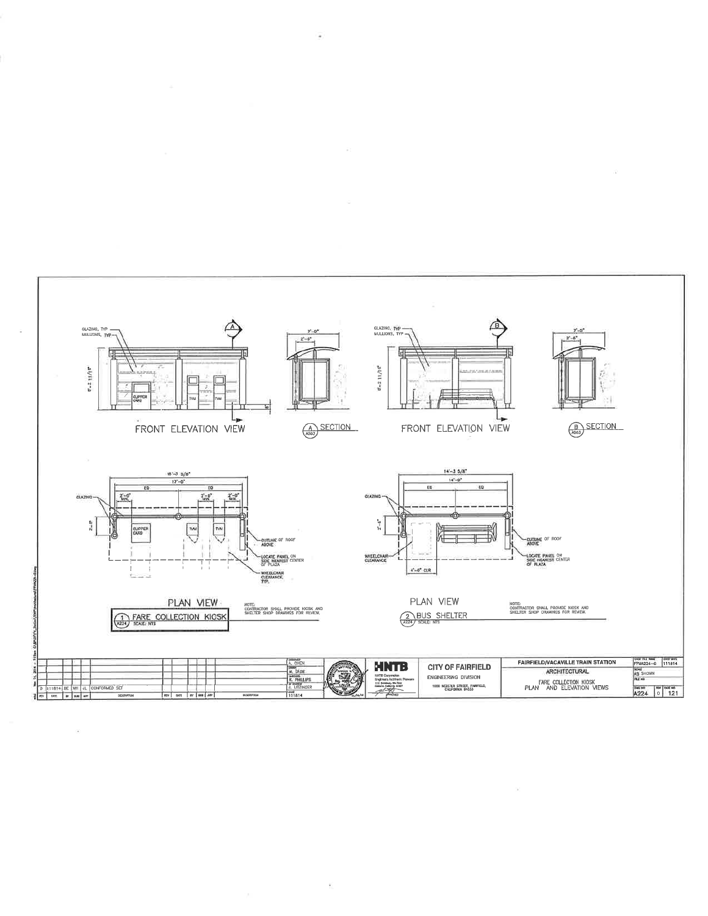GLAZING, TYP
MULLIONS, TYP

8'-2 11/16"

CLIPPER CARD

TVM

TVM

FRONT ELEVATION VIEW

3'-0"

2'-6"

A SECTION (A503)

GLAZING, TYP
MULLIONS, TYP

8'-2 11/16"

FRONT ELEVATION VIEW

3'-0"

2'-6"

B SECTION (A503)

18'-3 5/8"

17'-0"

EQ

EQ

GLAZING

2'-0" MIN.

2'-0" MIN.

2'-0" MIN.

2'-6"

CLIPPER CARD

TVM

TVM

OUTLINE OF ROOF ABOVE

LOCATE PANEL ON SIDE NEAREST CENTER OF PLAZA

WHEELCHAIR CLEARANCE, TYP.

PLAN VIEW

1 (A224) FARE COLLECTION KIOSK
SCALE: NTS

NOTE:
CONTRACTOR SHALL PROVIDE KIOSK AND SHELTER SHOP DRAWINGS FOR REVIEW.

14'-3 5/8"

14'-0"

EQ

EQ

GLAZING

2'-6"

WHEELCHAIR CLEARANCE

4'-0" CLR

OUTLINE OF ROOF ABOVE

LOCATE PANEL ON SIDE NEAREST CENTER OF PLAZA

PLAN VIEW

2 (A224) BUS SHELTER
SCALE: NTS

NOTE:
CONTRACTOR SHALL PROVIDE KIOSK AND SHELTER SHOP DRAWINGS FOR REVIEW.

| REV | DATE | BY | SUB | APP | DESCRIPTION | REV | DATE | BY | SUB | APP | DESCRIPTION |
|---|---|---|---|---|---|---|---|---|---|---|---|
| 0 | 111814 | BE | WH | JL | CONFORMED SET | | | | | | |

DESIGNED: A. CHEN
DRAWN: M. DADE
CHECKED: K. PHILLIPS
IN CHARGE: A. UTZINGER
DATE: 111814

HNTB
HNTB Corporation
Engineers Architects Planners

CITY OF FAIRFIELD
ENGINEERING DIVISION
1000 WEBSTER STREET, FAIRFIELD, CALIFORNIA 94533

FAIRFIELD/VACAVILLE TRAIN STATION
ARCHITECTURAL
FARE COLLECTION KIOSK
PLAN AND ELEVATION VIEWS

CADD FILE NAME: FFWA224-0
CADD DATE: 111814
SCALE: AS SHOWN
DWG NO: A224
REV: 0
PAGE NO: 121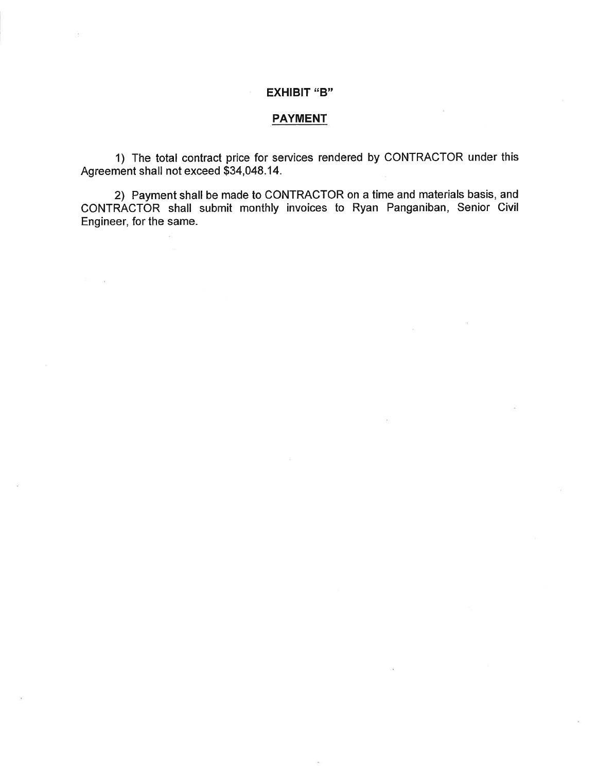## EXHIBIT "B"

## PAYMENT

1) The total contract price for services rendered by CONTRACTOR under this Agreement shall not exceed $34,048.14.

2) Payment shall be made to CONTRACTOR on a time and materials basis, and CONTRACTOR shall submit monthly invoices to Ryan Panganiban, Senior Civil Engineer, for the same.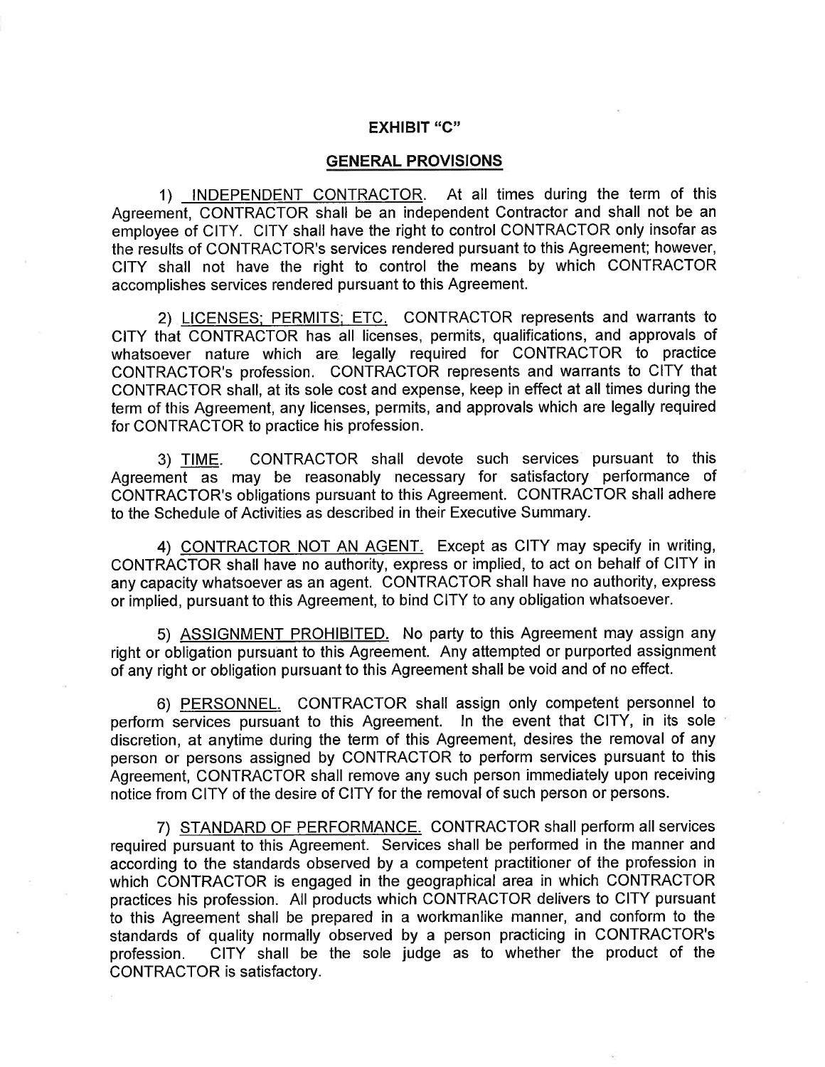## EXHIBIT "C"

## GENERAL PROVISIONS

1) <u>INDEPENDENT CONTRACTOR</u>. At all times during the term of this Agreement, CONTRACTOR shall be an independent Contractor and shall not be an employee of CITY. CITY shall have the right to control CONTRACTOR only insofar as the results of CONTRACTOR's services rendered pursuant to this Agreement; however, CITY shall not have the right to control the means by which CONTRACTOR accomplishes services rendered pursuant to this Agreement.

2) <u>LICENSES; PERMITS; ETC.</u> CONTRACTOR represents and warrants to CITY that CONTRACTOR has all licenses, permits, qualifications, and approvals of whatsoever nature which are legally required for CONTRACTOR to practice CONTRACTOR's profession. CONTRACTOR represents and warrants to CITY that CONTRACTOR shall, at its sole cost and expense, keep in effect at all times during the term of this Agreement, any licenses, permits, and approvals which are legally required for CONTRACTOR to practice his profession.

3) <u>TIME</u>. CONTRACTOR shall devote such services pursuant to this Agreement as may be reasonably necessary for satisfactory performance of CONTRACTOR's obligations pursuant to this Agreement. CONTRACTOR shall adhere to the Schedule of Activities as described in their Executive Summary.

4) <u>CONTRACTOR NOT AN AGENT.</u> Except as CITY may specify in writing, CONTRACTOR shall have no authority, express or implied, to act on behalf of CITY in any capacity whatsoever as an agent. CONTRACTOR shall have no authority, express or implied, pursuant to this Agreement, to bind CITY to any obligation whatsoever.

5) <u>ASSIGNMENT PROHIBITED.</u> No party to this Agreement may assign any right or obligation pursuant to this Agreement. Any attempted or purported assignment of any right or obligation pursuant to this Agreement shall be void and of no effect.

6) <u>PERSONNEL.</u> CONTRACTOR shall assign only competent personnel to perform services pursuant to this Agreement. In the event that CITY, in its sole discretion, at anytime during the term of this Agreement, desires the removal of any person or persons assigned by CONTRACTOR to perform services pursuant to this Agreement, CONTRACTOR shall remove any such person immediately upon receiving notice from CITY of the desire of CITY for the removal of such person or persons.

7) <u>STANDARD OF PERFORMANCE.</u> CONTRACTOR shall perform all services required pursuant to this Agreement. Services shall be performed in the manner and according to the standards observed by a competent practitioner of the profession in which CONTRACTOR is engaged in the geographical area in which CONTRACTOR practices his profession. All products which CONTRACTOR delivers to CITY pursuant to this Agreement shall be prepared in a workmanlike manner, and conform to the standards of quality normally observed by a person practicing in CONTRACTOR's profession. CITY shall be the sole judge as to whether the product of the CONTRACTOR is satisfactory.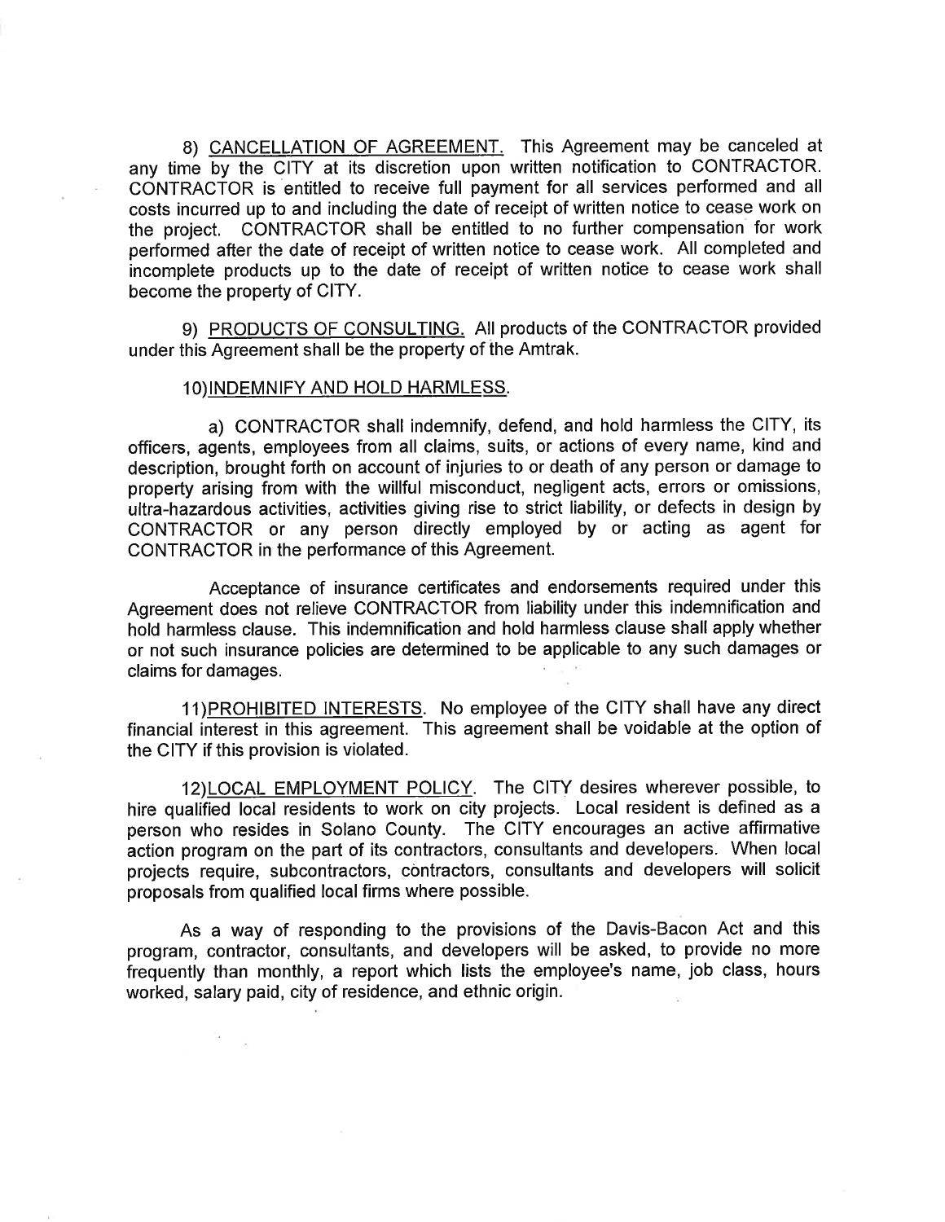8) <u>CANCELLATION OF AGREEMENT.</u> This Agreement may be canceled at any time by the CITY at its discretion upon written notification to CONTRACTOR. CONTRACTOR is entitled to receive full payment for all services performed and all costs incurred up to and including the date of receipt of written notice to cease work on the project. CONTRACTOR shall be entitled to no further compensation for work performed after the date of receipt of written notice to cease work. All completed and incomplete products up to the date of receipt of written notice to cease work shall become the property of CITY.

9) <u>PRODUCTS OF CONSULTING.</u> All products of the CONTRACTOR provided under this Agreement shall be the property of the Amtrak.

10)<u>INDEMNIFY AND HOLD HARMLESS.</u>

a) CONTRACTOR shall indemnify, defend, and hold harmless the CITY, its officers, agents, employees from all claims, suits, or actions of every name, kind and description, brought forth on account of injuries to or death of any person or damage to property arising from with the willful misconduct, negligent acts, errors or omissions, ultra-hazardous activities, activities giving rise to strict liability, or defects in design by CONTRACTOR or any person directly employed by or acting as agent for CONTRACTOR in the performance of this Agreement.

Acceptance of insurance certificates and endorsements required under this Agreement does not relieve CONTRACTOR from liability under this indemnification and hold harmless clause. This indemnification and hold harmless clause shall apply whether or not such insurance policies are determined to be applicable to any such damages or claims for damages.

11)<u>PROHIBITED INTERESTS</u>. No employee of the CITY shall have any direct financial interest in this agreement. This agreement shall be voidable at the option of the CITY if this provision is violated.

12)<u>LOCAL EMPLOYMENT POLICY</u>. The CITY desires wherever possible, to hire qualified local residents to work on city projects. Local resident is defined as a person who resides in Solano County. The CITY encourages an active affirmative action program on the part of its contractors, consultants and developers. When local projects require, subcontractors, contractors, consultants and developers will solicit proposals from qualified local firms where possible.

As a way of responding to the provisions of the Davis-Bacon Act and this program, contractor, consultants, and developers will be asked, to provide no more frequently than monthly, a report which lists the employee's name, job class, hours worked, salary paid, city of residence, and ethnic origin.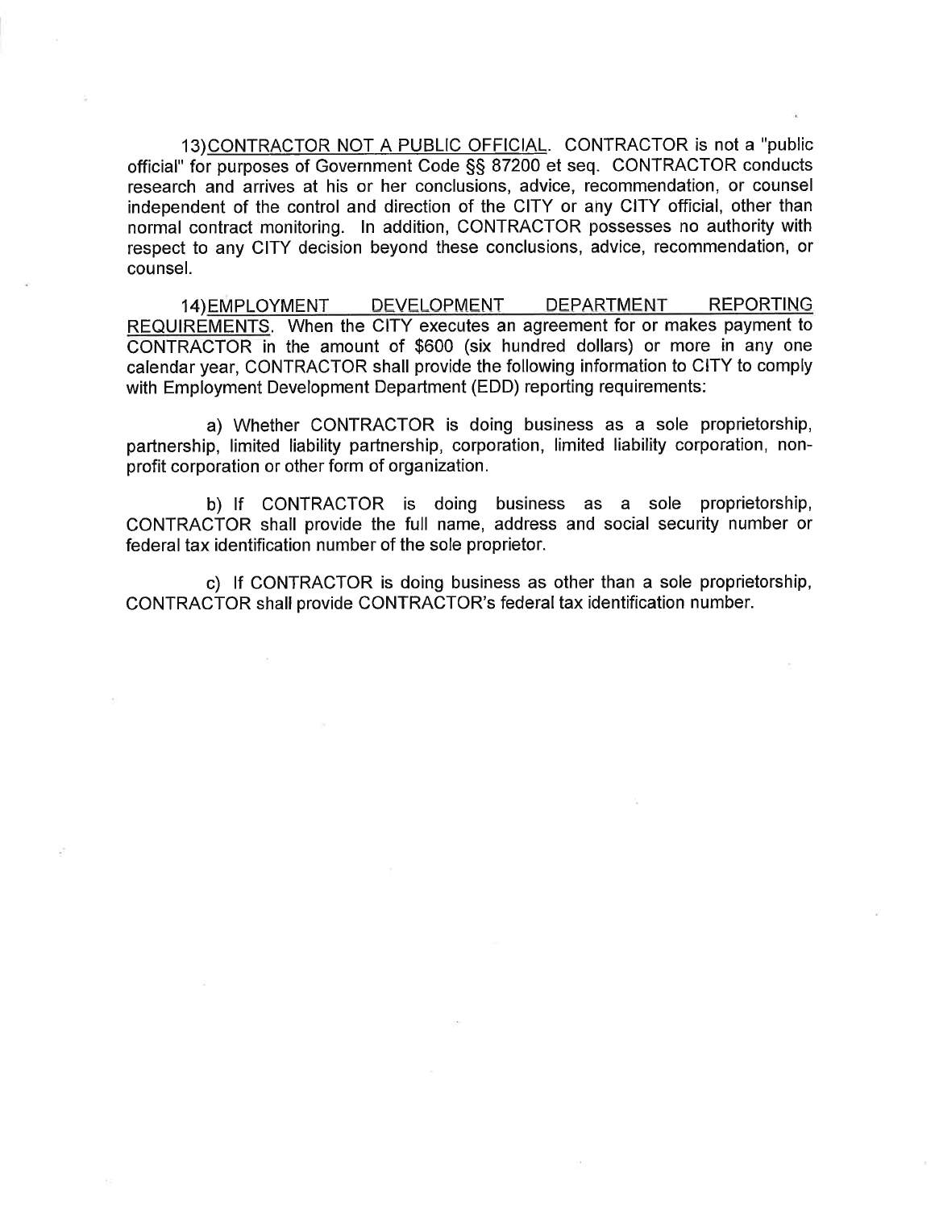13) CONTRACTOR NOT A PUBLIC OFFICIAL. CONTRACTOR is not a "public official" for purposes of Government Code §§ 87200 et seq. CONTRACTOR conducts research and arrives at his or her conclusions, advice, recommendation, or counsel independent of the control and direction of the CITY or any CITY official, other than normal contract monitoring. In addition, CONTRACTOR possesses no authority with respect to any CITY decision beyond these conclusions, advice, recommendation, or counsel.

14) EMPLOYMENT DEVELOPMENT DEPARTMENT REPORTING REQUIREMENTS. When the CITY executes an agreement for or makes payment to CONTRACTOR in the amount of $600 (six hundred dollars) or more in any one calendar year, CONTRACTOR shall provide the following information to CITY to comply with Employment Development Department (EDD) reporting requirements:

a) Whether CONTRACTOR is doing business as a sole proprietorship, partnership, limited liability partnership, corporation, limited liability corporation, non-profit corporation or other form of organization.

b) If CONTRACTOR is doing business as a sole proprietorship, CONTRACTOR shall provide the full name, address and social security number or federal tax identification number of the sole proprietor.

c) If CONTRACTOR is doing business as other than a sole proprietorship, CONTRACTOR shall provide CONTRACTOR's federal tax identification number.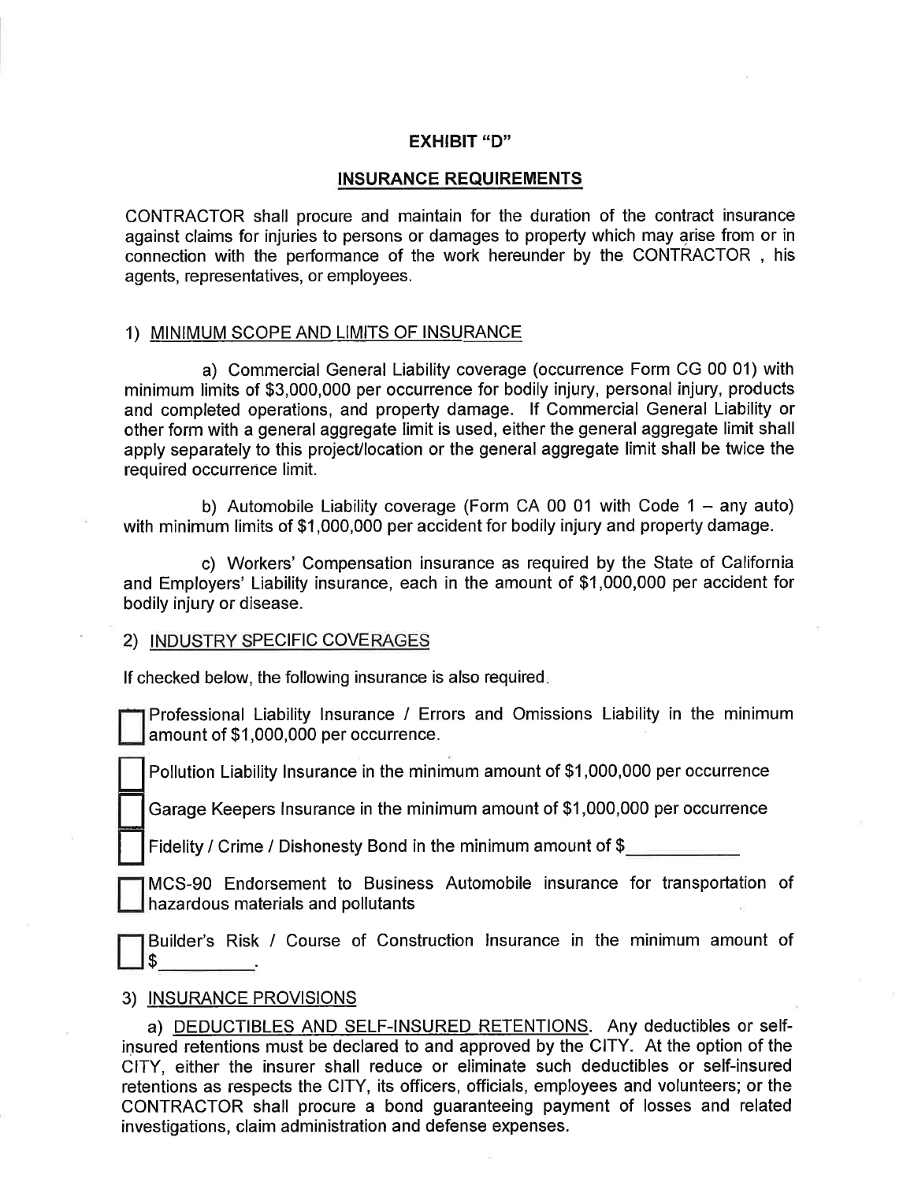**EXHIBIT "D"**

**INSURANCE REQUIREMENTS**

CONTRACTOR shall procure and maintain for the duration of the contract insurance against claims for injuries to persons or damages to property which may arise from or in connection with the performance of the work hereunder by the CONTRACTOR , his agents, representatives, or employees.

1) MINIMUM SCOPE AND LIMITS OF INSURANCE

a) Commercial General Liability coverage (occurrence Form CG 00 01) with minimum limits of $3,000,000 per occurrence for bodily injury, personal injury, products and completed operations, and property damage. If Commercial General Liability or other form with a general aggregate limit is used, either the general aggregate limit shall apply separately to this project/location or the general aggregate limit shall be twice the required occurrence limit.

b) Automobile Liability coverage (Form CA 00 01 with Code 1 – any auto) with minimum limits of $1,000,000 per accident for bodily injury and property damage.

c) Workers' Compensation insurance as required by the State of California and Employers' Liability insurance, each in the amount of $1,000,000 per accident for bodily injury or disease.

2) INDUSTRY SPECIFIC COVERAGES

If checked below, the following insurance is also required.

☐ Professional Liability Insurance / Errors and Omissions Liability in the minimum amount of $1,000,000 per occurrence.

☐ Pollution Liability Insurance in the minimum amount of $1,000,000 per occurrence

☐ Garage Keepers Insurance in the minimum amount of $1,000,000 per occurrence

☐ Fidelity / Crime / Dishonesty Bond in the minimum amount of $\_\_\_\_\_\_\_\_\_\_\_

☐ MCS-90 Endorsement to Business Automobile insurance for transportation of hazardous materials and pollutants

☐ Builder's Risk / Course of Construction Insurance in the minimum amount of $\_\_\_\_\_\_\_\_\_\_.

3) INSURANCE PROVISIONS

a) DEDUCTIBLES AND SELF-INSURED RETENTIONS. Any deductibles or self-insured retentions must be declared to and approved by the CITY. At the option of the CITY, either the insurer shall reduce or eliminate such deductibles or self-insured retentions as respects the CITY, its officers, officials, employees and volunteers; or the CONTRACTOR shall procure a bond guaranteeing payment of losses and related investigations, claim administration and defense expenses.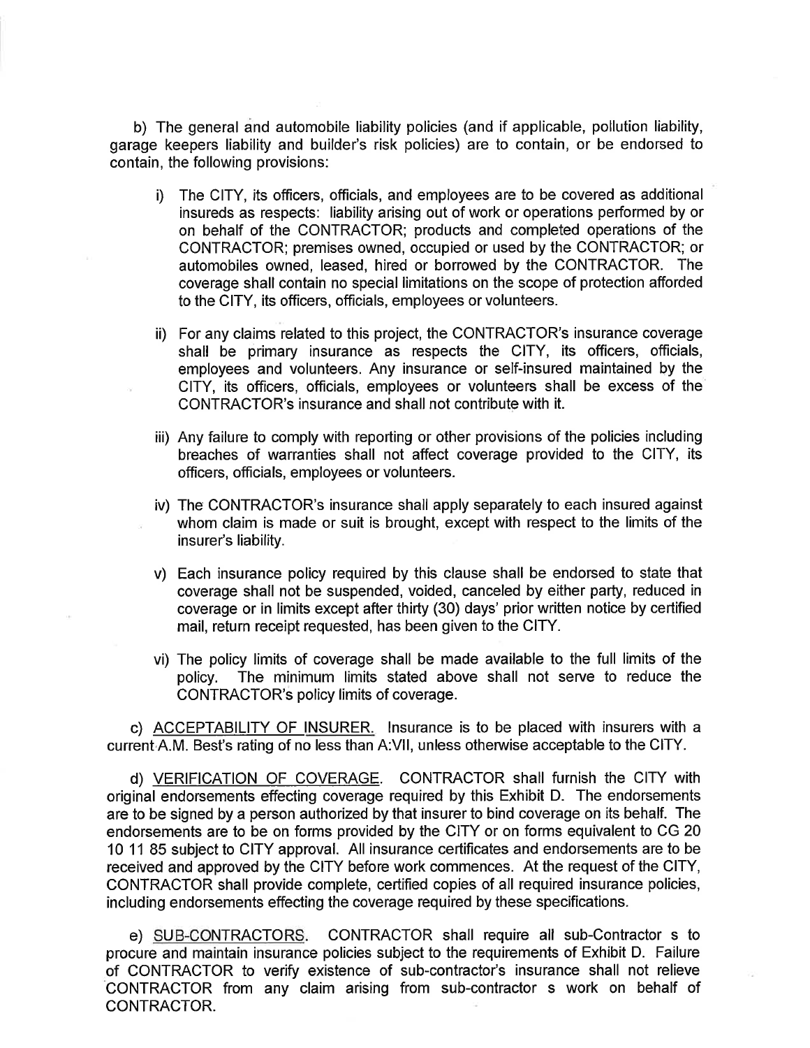b) The general and automobile liability policies (and if applicable, pollution liability, garage keepers liability and builder's risk policies) are to contain, or be endorsed to contain, the following provisions:

i) The CITY, its officers, officials, and employees are to be covered as additional insureds as respects: liability arising out of work or operations performed by or on behalf of the CONTRACTOR; products and completed operations of the CONTRACTOR; premises owned, occupied or used by the CONTRACTOR; or automobiles owned, leased, hired or borrowed by the CONTRACTOR. The coverage shall contain no special limitations on the scope of protection afforded to the CITY, its officers, officials, employees or volunteers.

ii) For any claims related to this project, the CONTRACTOR's insurance coverage shall be primary insurance as respects the CITY, its officers, officials, employees and volunteers. Any insurance or self-insured maintained by the CITY, its officers, officials, employees or volunteers shall be excess of the CONTRACTOR's insurance and shall not contribute with it.

iii) Any failure to comply with reporting or other provisions of the policies including breaches of warranties shall not affect coverage provided to the CITY, its officers, officials, employees or volunteers.

iv) The CONTRACTOR's insurance shall apply separately to each insured against whom claim is made or suit is brought, except with respect to the limits of the insurer's liability.

v) Each insurance policy required by this clause shall be endorsed to state that coverage shall not be suspended, voided, canceled by either party, reduced in coverage or in limits except after thirty (30) days' prior written notice by certified mail, return receipt requested, has been given to the CITY.

vi) The policy limits of coverage shall be made available to the full limits of the policy. The minimum limits stated above shall not serve to reduce the CONTRACTOR's policy limits of coverage.

c) ACCEPTABILITY OF INSURER. Insurance is to be placed with insurers with a current A.M. Best's rating of no less than A:VII, unless otherwise acceptable to the CITY.

d) VERIFICATION OF COVERAGE. CONTRACTOR shall furnish the CITY with original endorsements effecting coverage required by this Exhibit D. The endorsements are to be signed by a person authorized by that insurer to bind coverage on its behalf. The endorsements are to be on forms provided by the CITY or on forms equivalent to CG 20 10 11 85 subject to CITY approval. All insurance certificates and endorsements are to be received and approved by the CITY before work commences. At the request of the CITY, CONTRACTOR shall provide complete, certified copies of all required insurance policies, including endorsements effecting the coverage required by these specifications.

e) SUB-CONTRACTORS. CONTRACTOR shall require all sub-Contractor s to procure and maintain insurance policies subject to the requirements of Exhibit D. Failure of CONTRACTOR to verify existence of sub-contractor's insurance shall not relieve CONTRACTOR from any claim arising from sub-contractor s work on behalf of CONTRACTOR.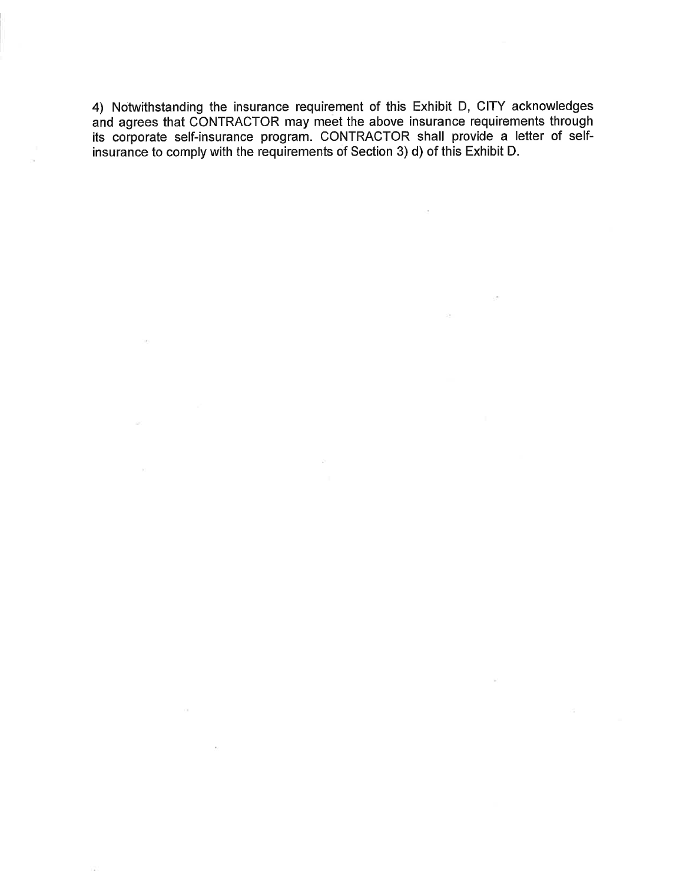4) Notwithstanding the insurance requirement of this Exhibit D, CITY acknowledges and agrees that CONTRACTOR may meet the above insurance requirements through its corporate self-insurance program. CONTRACTOR shall provide a letter of self-insurance to comply with the requirements of Section 3) d) of this Exhibit D.